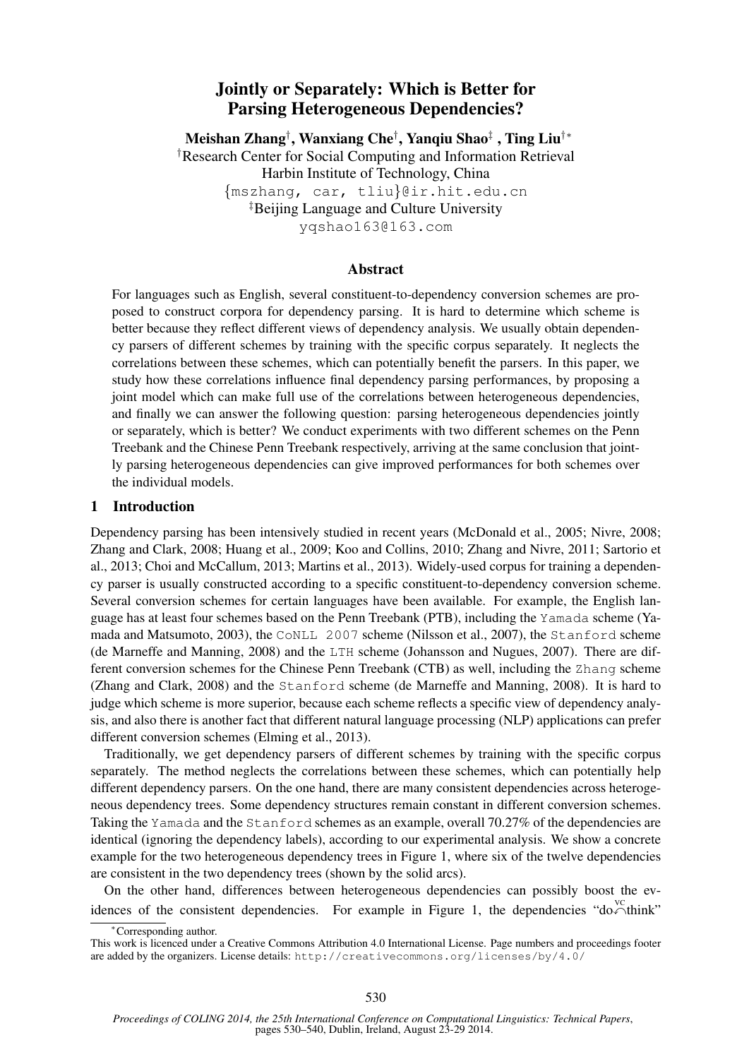# Jointly or Separately: Which is Better for Parsing Heterogeneous Dependencies?

**Meishan Zhang**[†], **Wanxiang Che**[†], **Yanqiu Shao**[‡], **Ting Liu**[†*]

[†]Research Center for Social Computing and Information Retrieval
Harbin Institute of Technology, China
{mszhang, car, tliu}@ir.hit.edu.cn
[‡]Beijing Language and Culture University
yqshao163@163.com

## Abstract

For languages such as English, several constituent-to-dependency conversion schemes are proposed to construct corpora for dependency parsing. It is hard to determine which scheme is better because they reflect different views of dependency analysis. We usually obtain dependency parsers of different schemes by training with the specific corpus separately. It neglects the correlations between these schemes, which can potentially benefit the parsers. In this paper, we study how these correlations influence final dependency parsing performances, by proposing a joint model which can make full use of the correlations between heterogeneous dependencies, and finally we can answer the following question: parsing heterogeneous dependencies jointly or separately, which is better? We conduct experiments with two different schemes on the Penn Treebank and the Chinese Penn Treebank respectively, arriving at the same conclusion that jointly parsing heterogeneous dependencies can give improved performances for both schemes over the individual models.

## 1 Introduction

Dependency parsing has been intensively studied in recent years (McDonald et al., 2005; Nivre, 2008; Zhang and Clark, 2008; Huang et al., 2009; Koo and Collins, 2010; Zhang and Nivre, 2011; Sartorio et al., 2013; Choi and McCallum, 2013; Martins et al., 2013). Widely-used corpus for training a dependency parser is usually constructed according to a specific constituent-to-dependency conversion scheme. Several conversion schemes for certain languages have been available. For example, the English language has at least four schemes based on the Penn Treebank (PTB), including the `Yamada` scheme (Yamada and Matsumoto, 2003), the `CoNLL 2007` scheme (Nilsson et al., 2007), the `Stanford` scheme (de Marneffe and Manning, 2008) and the `LTH` scheme (Johansson and Nugues, 2007). There are different conversion schemes for the Chinese Penn Treebank (CTB) as well, including the `Zhang` scheme (Zhang and Clark, 2008) and the `Stanford` scheme (de Marneffe and Manning, 2008). It is hard to judge which scheme is more superior, because each scheme reflects a specific view of dependency analysis, and also there is another fact that different natural language processing (NLP) applications can prefer different conversion schemes (Elming et al., 2013).

Traditionally, we get dependency parsers of different schemes by training with the specific corpus separately. The method neglects the correlations between these schemes, which can potentially help different dependency parsers. On the one hand, there are many consistent dependencies across heterogeneous dependency trees. Some dependency structures remain constant in different conversion schemes. Taking the `Yamada` and the `Stanford` schemes as an example, overall 70.27% of the dependencies are identical (ignoring the dependency labels), according to our experimental analysis. We show a concrete example for the two heterogeneous dependency trees in Figure 1, where six of the twelve dependencies are consistent in the two dependency trees (shown by the solid arcs).

On the other hand, differences between heterogeneous dependencies can possibly boost the evidences of the consistent dependencies. For example in Figure 1, the dependencies "do$\overset{\text{VC}}{\curvearrowleft}$think"

*Corresponding author.

This work is licenced under a Creative Commons Attribution 4.0 International License. Page numbers and proceedings footer are added by the organizers. License details: http://creativecommons.org/licenses/by/4.0/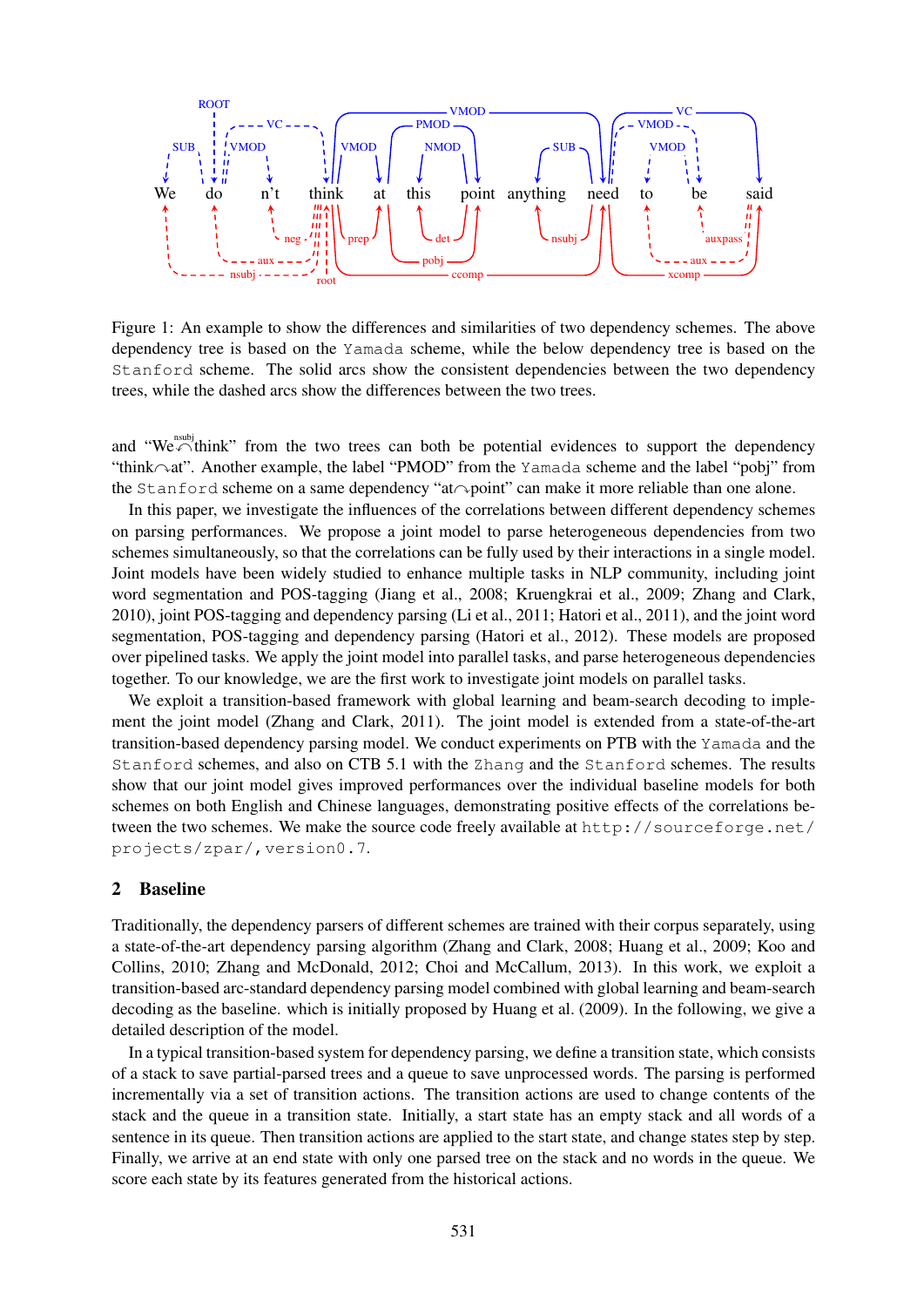Figure 1: An example to show the differences and similarities of two dependency schemes. The above dependency tree is based on the `Yamada` scheme, while the below dependency tree is based on the `Stanford` scheme. The solid arcs show the consistent dependencies between the two dependency trees, while the dashed arcs show the differences between the two trees.

and "We$\overset{\text{nsubj}}{\curvearrowleft}$think" from the two trees can both be potential evidences to support the dependency "think$\curvearrowright$at". Another example, the label "PMOD" from the `Yamada` scheme and the label "pobj" from the `Stanford` scheme on a same dependency "at$\curvearrowright$point" can make it more reliable than one alone.

In this paper, we investigate the influences of the correlations between different dependency schemes on parsing performances. We propose a joint model to parse heterogeneous dependencies from two schemes simultaneously, so that the correlations can be fully used by their interactions in a single model. Joint models have been widely studied to enhance multiple tasks in NLP community, including joint word segmentation and POS-tagging (Jiang et al., 2008; Kruengkrai et al., 2009; Zhang and Clark, 2010), joint POS-tagging and dependency parsing (Li et al., 2011; Hatori et al., 2011), and the joint word segmentation, POS-tagging and dependency parsing (Hatori et al., 2012). These models are proposed over pipelined tasks. We apply the joint model into parallel tasks, and parse heterogeneous dependencies together. To our knowledge, we are the first work to investigate joint models on parallel tasks.

We exploit a transition-based framework with global learning and beam-search decoding to implement the joint model (Zhang and Clark, 2011). The joint model is extended from a state-of-the-art transition-based dependency parsing model. We conduct experiments on PTB with the `Yamada` and the `Stanford` schemes, and also on CTB 5.1 with the `Zhang` and the `Stanford` schemes. The results show that our joint model gives improved performances over the individual baseline models for both schemes on both English and Chinese languages, demonstrating positive effects of the correlations between the two schemes. We make the source code freely available at `http://sourceforge.net/projects/zpar/,version0.7`.

## 2 Baseline

Traditionally, the dependency parsers of different schemes are trained with their corpus separately, using a state-of-the-art dependency parsing algorithm (Zhang and Clark, 2008; Huang et al., 2009; Koo and Collins, 2010; Zhang and McDonald, 2012; Choi and McCallum, 2013). In this work, we exploit a transition-based arc-standard dependency parsing model combined with global learning and beam-search decoding as the baseline. which is initially proposed by Huang et al. (2009). In the following, we give a detailed description of the model.

In a typical transition-based system for dependency parsing, we define a transition state, which consists of a stack to save partial-parsed trees and a queue to save unprocessed words. The parsing is performed incrementally via a set of transition actions. The transition actions are used to change contents of the stack and the queue in a transition state. Initially, a start state has an empty stack and all words of a sentence in its queue. Then transition actions are applied to the start state, and change states step by step. Finally, we arrive at an end state with only one parsed tree on the stack and no words in the queue. We score each state by its features generated from the historical actions.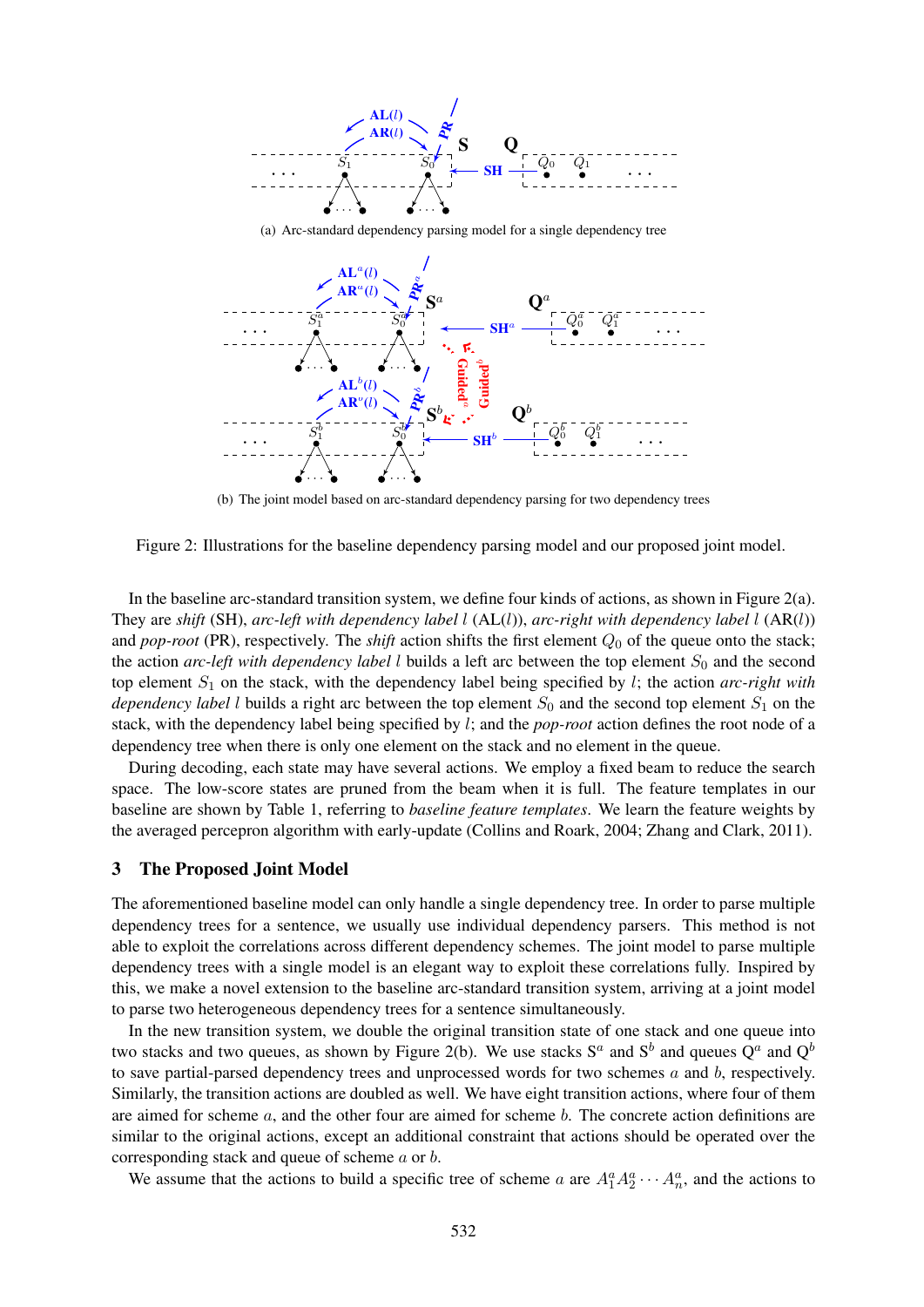(a) Arc-standard dependency parsing model for a single dependency tree

(b) The joint model based on arc-standard dependency parsing for two dependency trees

Figure 2: Illustrations for the baseline dependency parsing model and our proposed joint model.

In the baseline arc-standard transition system, we define four kinds of actions, as shown in Figure 2(a). They are *shift* (SH), *arc-left with dependency label* $l$ (AL($l$)), *arc-right with dependency label* $l$ (AR($l$)) and *pop-root* (PR), respectively. The *shift* action shifts the first element $Q_0$ of the queue onto the stack; the action *arc-left with dependency label* $l$ builds a left arc between the top element $S_0$ and the second top element $S_1$ on the stack, with the dependency label being specified by $l$; the action *arc-right with dependency label* $l$ builds a right arc between the top element $S_0$ and the second top element $S_1$ on the stack, with the dependency label being specified by $l$; and the *pop-root* action defines the root node of a dependency tree when there is only one element on the stack and no element in the queue.

During decoding, each state may have several actions. We employ a fixed beam to reduce the search space. The low-score states are pruned from the beam when it is full. The feature templates in our baseline are shown by Table 1, referring to *baseline feature templates*. We learn the feature weights by the averaged percepron algorithm with early-update (Collins and Roark, 2004; Zhang and Clark, 2011).

## 3 The Proposed Joint Model

The aforementioned baseline model can only handle a single dependency tree. In order to parse multiple dependency trees for a sentence, we usually use individual dependency parsers. This method is not able to exploit the correlations across different dependency schemes. The joint model to parse multiple dependency trees with a single model is an elegant way to exploit these correlations fully. Inspired by this, we make a novel extension to the baseline arc-standard transition system, arriving at a joint model to parse two heterogeneous dependency trees for a sentence simultaneously.

In the new transition system, we double the original transition state of one stack and one queue into two stacks and two queues, as shown by Figure 2(b). We use stacks $S^a$ and $S^b$ and queues $Q^a$ and $Q^b$ to save partial-parsed dependency trees and unprocessed words for two schemes $a$ and $b$, respectively. Similarly, the transition actions are doubled as well. We have eight transition actions, where four of them are aimed for scheme $a$, and the other four are aimed for scheme $b$. The concrete action definitions are similar to the original actions, except an additional constraint that actions should be operated over the corresponding stack and queue of scheme $a$ or $b$.

We assume that the actions to build a specific tree of scheme $a$ are $A_1^a A_2^a \cdots A_n^a$, and the actions to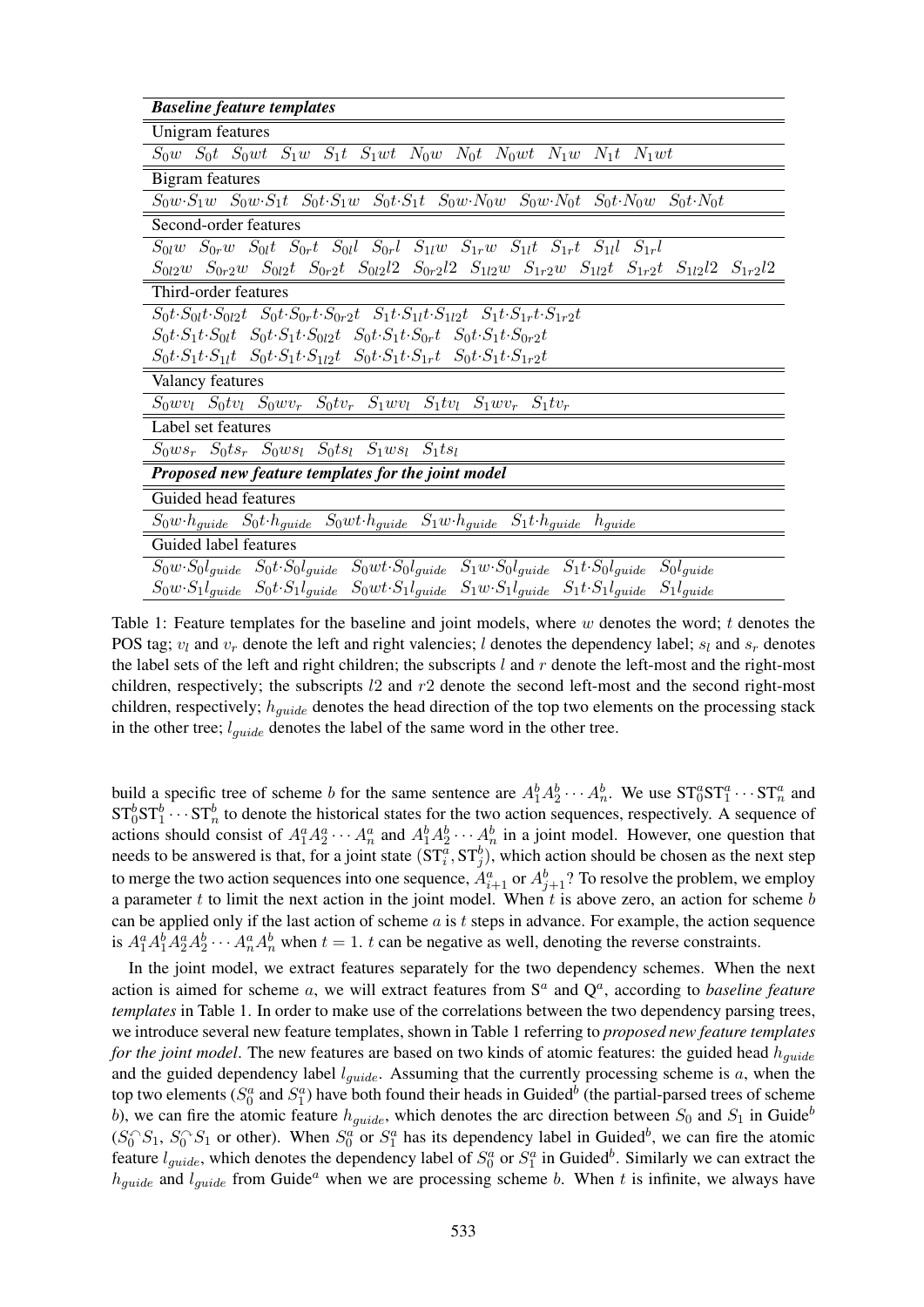| ***Baseline feature templates*** |
|---|
| Unigram features |
| $S_0w$ $S_0t$ $S_0wt$ $S_1w$ $S_1t$ $S_1wt$ $N_0w$ $N_0t$ $N_0wt$ $N_1w$ $N_1t$ $N_1wt$ |
| Bigram features |
| $S_0w{\cdot}S_1w$ $S_0w{\cdot}S_1t$ $S_0t{\cdot}S_1w$ $S_0t{\cdot}S_1t$ $S_0w{\cdot}N_0w$ $S_0w{\cdot}N_0t$ $S_0t{\cdot}N_0w$ $S_0t{\cdot}N_0t$ |
| Second-order features |
| $S_{0l}w$ $S_{0r}w$ $S_{0l}t$ $S_{0r}t$ $S_{0l}l$ $S_{0r}l$ $S_{1l}w$ $S_{1r}w$ $S_{1l}t$ $S_{1r}t$ $S_{1l}l$ $S_{1r}l$ |
| $S_{0l2}w$ $S_{0r2}w$ $S_{0l2}t$ $S_{0r2}t$ $S_{0l2}l2$ $S_{0r2}l2$ $S_{1l2}w$ $S_{1r2}w$ $S_{1l2}t$ $S_{1r2}t$ $S_{1l2}l2$ $S_{1r2}l2$ |
| Third-order features |
| $S_0t{\cdot}S_{0l}t{\cdot}S_{0l2}t$ $S_0t{\cdot}S_{0r}t{\cdot}S_{0r2}t$ $S_1t{\cdot}S_{1l}t{\cdot}S_{1l2}t$ $S_1t{\cdot}S_{1r}t{\cdot}S_{1r2}t$ |
| $S_0t{\cdot}S_1t{\cdot}S_{0l}t$ $S_0t{\cdot}S_1t{\cdot}S_{0l2}t$ $S_0t{\cdot}S_1t{\cdot}S_{0r}t$ $S_0t{\cdot}S_1t{\cdot}S_{0r2}t$ |
| $S_0t{\cdot}S_1t{\cdot}S_{1l}t$ $S_0t{\cdot}S_1t{\cdot}S_{1l2}t$ $S_0t{\cdot}S_1t{\cdot}S_{1r}t$ $S_0t{\cdot}S_1t{\cdot}S_{1r2}t$ |
| Valancy features |
| $S_0wv_l$ $S_0tv_l$ $S_0wv_r$ $S_0tv_r$ $S_1wv_l$ $S_1tv_l$ $S_1wv_r$ $S_1tv_r$ |
| Label set features |
| $S_0ws_r$ $S_0ts_r$ $S_0ws_l$ $S_0ts_l$ $S_1ws_l$ $S_1ts_l$ |
| ***Proposed new feature templates for the joint model*** |
| Guided head features |
| $S_0w{\cdot}h_{guide}$ $S_0t{\cdot}h_{guide}$ $S_0wt{\cdot}h_{guide}$ $S_1w{\cdot}h_{guide}$ $S_1t{\cdot}h_{guide}$ $h_{guide}$ |
| Guided label features |
| $S_0w{\cdot}S_0l_{guide}$ $S_0t{\cdot}S_0l_{guide}$ $S_0wt{\cdot}S_0l_{guide}$ $S_1w{\cdot}S_0l_{guide}$ $S_1t{\cdot}S_0l_{guide}$ $S_0l_{guide}$ |
| $S_0w{\cdot}S_1l_{guide}$ $S_0t{\cdot}S_1l_{guide}$ $S_0wt{\cdot}S_1l_{guide}$ $S_1w{\cdot}S_1l_{guide}$ $S_1t{\cdot}S_1l_{guide}$ $S_1l_{guide}$ |

Table 1: Feature templates for the baseline and joint models, where $w$ denotes the word; $t$ denotes the POS tag; $v_l$ and $v_r$ denote the left and right valencies; $l$ denotes the dependency label; $s_l$ and $s_r$ denotes the label sets of the left and right children; the subscripts $l$ and $r$ denote the left-most and the right-most children, respectively; the subscripts $l2$ and $r2$ denote the second left-most and the second right-most children, respectively; $h_{guide}$ denotes the head direction of the top two elements on the processing stack in the other tree; $l_{guide}$ denotes the label of the same word in the other tree.

build a specific tree of scheme $b$ for the same sentence are $A_1^bA_2^b \cdots A_n^b$. We use $\mathrm{ST}_0^a\mathrm{ST}_1^a \cdots \mathrm{ST}_n^a$ and $\mathrm{ST}_0^b\mathrm{ST}_1^b \cdots \mathrm{ST}_n^b$ to denote the historical states for the two action sequences, respectively. A sequence of actions should consist of $A_1^aA_2^a \cdots A_n^a$ and $A_1^bA_2^b \cdots A_n^b$ in a joint model. However, one question that needs to be answered is that, for a joint state $(\mathrm{ST}_i^a, \mathrm{ST}_j^b)$, which action should be chosen as the next step to merge the two action sequences into one sequence, $A_{i+1}^a$ or $A_{j+1}^b$? To resolve the problem, we employ a parameter $t$ to limit the next action in the joint model. When $t$ is above zero, an action for scheme $b$ can be applied only if the last action of scheme $a$ is $t$ steps in advance. For example, the action sequence is $A_1^aA_1^bA_2^aA_2^b \cdots A_n^aA_n^b$ when $t = 1$. $t$ can be negative as well, denoting the reverse constraints.

In the joint model, we extract features separately for the two dependency schemes. When the next action is aimed for scheme $a$, we will extract features from $\mathrm{S}^a$ and $\mathrm{Q}^a$, according to *baseline feature templates* in Table 1. In order to make use of the correlations between the two dependency parsing trees, we introduce several new feature templates, shown in Table 1 referring to *proposed new feature templates for the joint model*. The new features are based on two kinds of atomic features: the guided head $h_{guide}$ and the guided dependency label $l_{guide}$. Assuming that the currently processing scheme is $a$, when the top two elements ($S_0^a$ and $S_1^a$) have both found their heads in Guided$^b$ (the partial-parsed trees of scheme $b$), we can fire the atomic feature $h_{guide}$, which denotes the arc direction between $S_0$ and $S_1$ in Guide$^b$ ($S_0 \curvearrowleft S_1$, $S_0 \curvearrowright S_1$ or other). When $S_0^a$ or $S_1^a$ has its dependency label in Guided$^b$, we can fire the atomic feature $l_{guide}$, which denotes the dependency label of $S_0^a$ or $S_1^a$ in Guided$^b$. Similarly we can extract the $h_{guide}$ and $l_{guide}$ from Guide$^a$ when we are processing scheme $b$. When $t$ is infinite, we always have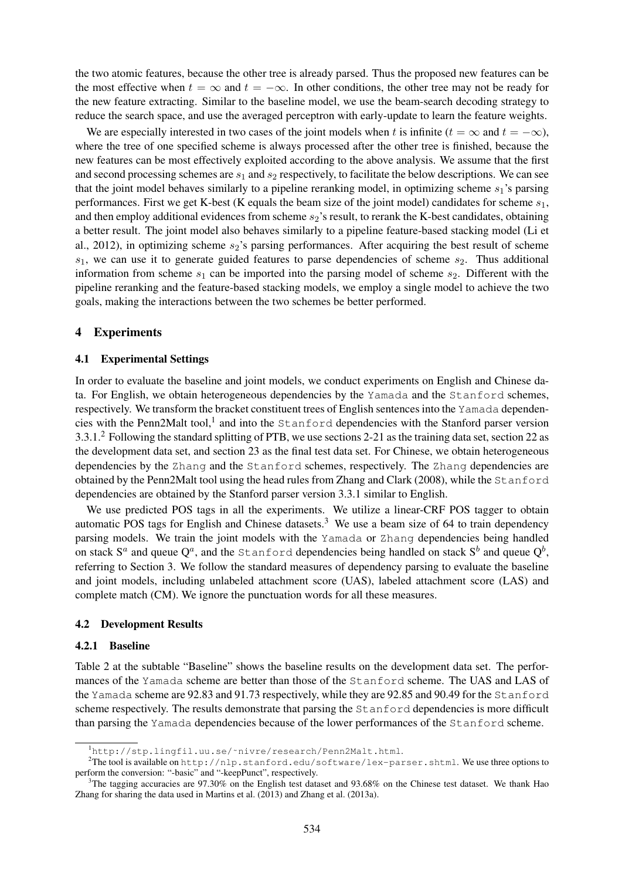the two atomic features, because the other tree is already parsed. Thus the proposed new features can be the most effective when $t = \infty$ and $t = -\infty$. In other conditions, the other tree may not be ready for the new feature extracting. Similar to the baseline model, we use the beam-search decoding strategy to reduce the search space, and use the averaged perceptron with early-update to learn the feature weights.

We are especially interested in two cases of the joint models when $t$ is infinite ($t = \infty$ and $t = -\infty$), where the tree of one specified scheme is always processed after the other tree is finished, because the new features can be most effectively exploited according to the above analysis. We assume that the first and second processing schemes are $s_1$ and $s_2$ respectively, to facilitate the below descriptions. We can see that the joint model behaves similarly to a pipeline reranking model, in optimizing scheme $s_1$'s parsing performances. First we get K-best (K equals the beam size of the joint model) candidates for scheme $s_1$, and then employ additional evidences from scheme $s_2$'s result, to rerank the K-best candidates, obtaining a better result. The joint model also behaves similarly to a pipeline feature-based stacking model (Li et al., 2012), in optimizing scheme $s_2$'s parsing performances. After acquiring the best result of scheme $s_1$, we can use it to generate guided features to parse dependencies of scheme $s_2$. Thus additional information from scheme $s_1$ can be imported into the parsing model of scheme $s_2$. Different with the pipeline reranking and the feature-based stacking models, we employ a single model to achieve the two goals, making the interactions between the two schemes be better performed.

## 4 Experiments

### 4.1 Experimental Settings

In order to evaluate the baseline and joint models, we conduct experiments on English and Chinese data. For English, we obtain heterogeneous dependencies by the `Yamada` and the `Stanford` schemes, respectively. We transform the bracket constituent trees of English sentences into the `Yamada` dependencies with the Penn2Malt tool,[1] and into the `Stanford` dependencies with the Stanford parser version 3.3.1.[2] Following the standard splitting of PTB, we use sections 2-21 as the training data set, section 22 as the development data set, and section 23 as the final test data set. For Chinese, we obtain heterogeneous dependencies by the `Zhang` and the `Stanford` schemes, respectively. The `Zhang` dependencies are obtained by the Penn2Malt tool using the head rules from Zhang and Clark (2008), while the `Stanford` dependencies are obtained by the Stanford parser version 3.3.1 similar to English.

We use predicted POS tags in all the experiments. We utilize a linear-CRF POS tagger to obtain automatic POS tags for English and Chinese datasets.[3] We use a beam size of 64 to train dependency parsing models. We train the joint models with the `Yamada` or `Zhang` dependencies being handled on stack $S^a$ and queue $Q^a$, and the `Stanford` dependencies being handled on stack $S^b$ and queue $Q^b$, referring to Section 3. We follow the standard measures of dependency parsing to evaluate the baseline and joint models, including unlabeled attachment score (UAS), labeled attachment score (LAS) and complete match (CM). We ignore the punctuation words for all these measures.

### 4.2 Development Results

#### 4.2.1 Baseline

Table 2 at the subtable "Baseline" shows the baseline results on the development data set. The performances of the `Yamada` scheme are better than those of the `Stanford` scheme. The UAS and LAS of the `Yamada` scheme are 92.83 and 91.73 respectively, while they are 92.85 and 90.49 for the `Stanford` scheme respectively. The results demonstrate that parsing the `Stanford` dependencies is more difficult than parsing the `Yamada` dependencies because of the lower performances of the `Stanford` scheme.

---

[1] `http://stp.lingfil.uu.se/~nivre/research/Penn2Malt.html`.

[2] The tool is available on `http://nlp.stanford.edu/software/lex-parser.shtml`. We use three options to perform the conversion: "-basic" and "-keepPunct", respectively.

[3] The tagging accuracies are 97.30% on the English test dataset and 93.68% on the Chinese test dataset. We thank Hao Zhang for sharing the data used in Martins et al. (2013) and Zhang et al. (2013a).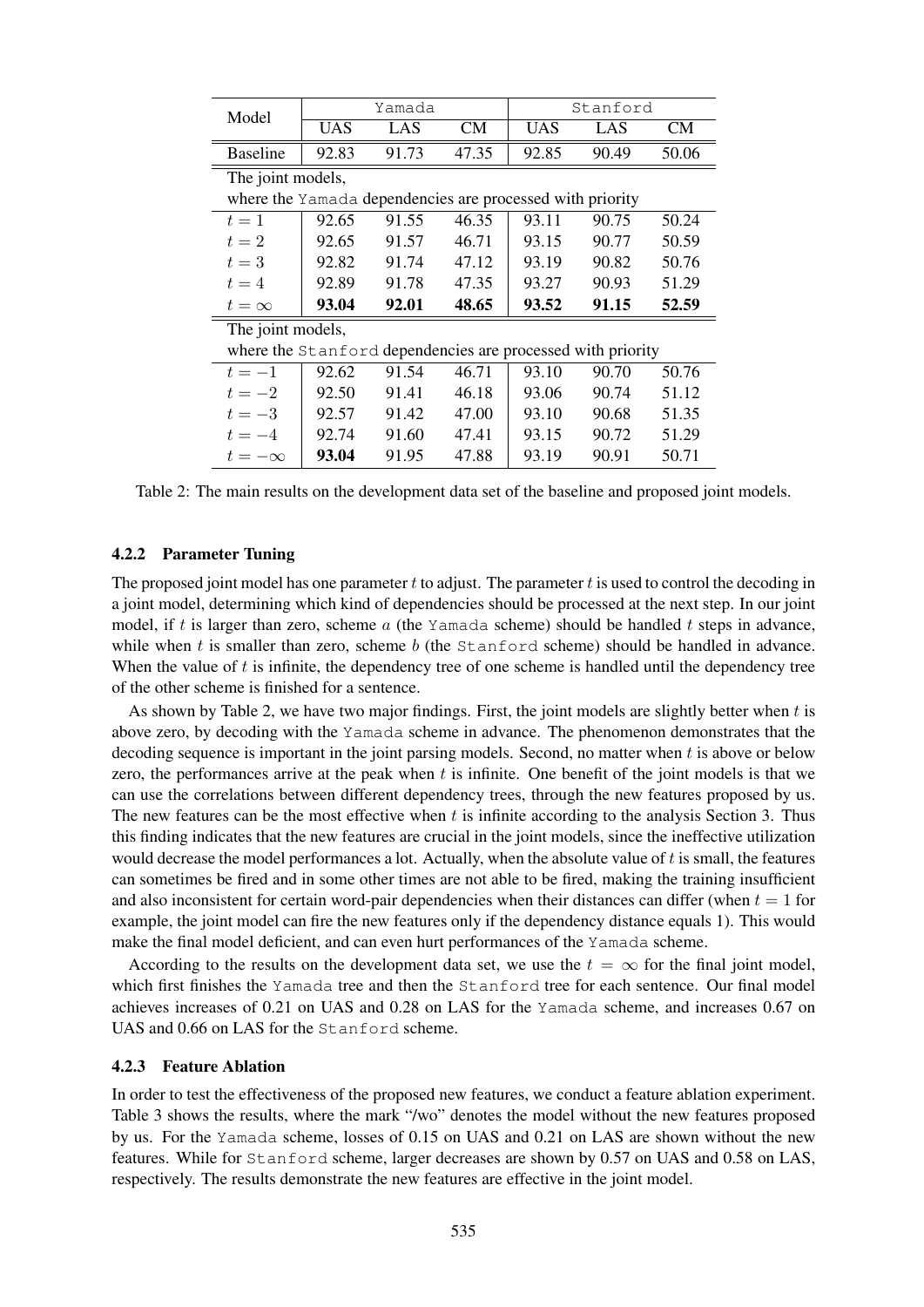| Model | Yamada | | | Stanford | | |
|---|---|---|---|---|---|---|
| | UAS | LAS | CM | UAS | LAS | CM |
| Baseline | 92.83 | 91.73 | 47.35 | 92.85 | 90.49 | 50.06 |
| The joint models, where the Yamada dependencies are processed with priority | | | | | | |
| $t = 1$ | 92.65 | 91.55 | 46.35 | 93.11 | 90.75 | 50.24 |
| $t = 2$ | 92.65 | 91.57 | 46.71 | 93.15 | 90.77 | 50.59 |
| $t = 3$ | 92.82 | 91.74 | 47.12 | 93.19 | 90.82 | 50.76 |
| $t = 4$ | 92.89 | 91.78 | 47.35 | 93.27 | 90.93 | 51.29 |
| $t = \infty$ | **93.04** | **92.01** | **48.65** | **93.52** | **91.15** | **52.59** |
| The joint models, where the Stanford dependencies are processed with priority | | | | | | |
| $t = -1$ | 92.62 | 91.54 | 46.71 | 93.10 | 90.70 | 50.76 |
| $t = -2$ | 92.50 | 91.41 | 46.18 | 93.06 | 90.74 | 51.12 |
| $t = -3$ | 92.57 | 91.42 | 47.00 | 93.10 | 90.68 | 51.35 |
| $t = -4$ | 92.74 | 91.60 | 47.41 | 93.15 | 90.72 | 51.29 |
| $t = -\infty$ | **93.04** | 91.95 | 47.88 | 93.19 | 90.91 | 50.71 |

Table 2: The main results on the development data set of the baseline and proposed joint models.

#### 4.2.2 Parameter Tuning

The proposed joint model has one parameter $t$ to adjust. The parameter $t$ is used to control the decoding in a joint model, determining which kind of dependencies should be processed at the next step. In our joint model, if $t$ is larger than zero, scheme $a$ (the Yamada scheme) should be handled $t$ steps in advance, while when $t$ is smaller than zero, scheme $b$ (the Stanford scheme) should be handled in advance. When the value of $t$ is infinite, the dependency tree of one scheme is handled until the dependency tree of the other scheme is finished for a sentence.

As shown by Table 2, we have two major findings. First, the joint models are slightly better when $t$ is above zero, by decoding with the Yamada scheme in advance. The phenomenon demonstrates that the decoding sequence is important in the joint parsing models. Second, no matter when $t$ is above or below zero, the performances arrive at the peak when $t$ is infinite. One benefit of the joint models is that we can use the correlations between different dependency trees, through the new features proposed by us. The new features can be the most effective when $t$ is infinite according to the analysis Section 3. Thus this finding indicates that the new features are crucial in the joint models, since the ineffective utilization would decrease the model performances a lot. Actually, when the absolute value of $t$ is small, the features can sometimes be fired and in some other times are not able to be fired, making the training insufficient and also inconsistent for certain word-pair dependencies when their distances can differ (when $t = 1$ for example, the joint model can fire the new features only if the dependency distance equals 1). This would make the final model deficient, and can even hurt performances of the Yamada scheme.

According to the results on the development data set, we use the $t = \infty$ for the final joint model, which first finishes the Yamada tree and then the Stanford tree for each sentence. Our final model achieves increases of 0.21 on UAS and 0.28 on LAS for the Yamada scheme, and increases 0.67 on UAS and 0.66 on LAS for the Stanford scheme.

#### 4.2.3 Feature Ablation

In order to test the effectiveness of the proposed new features, we conduct a feature ablation experiment. Table 3 shows the results, where the mark "/wo" denotes the model without the new features proposed by us. For the Yamada scheme, losses of 0.15 on UAS and 0.21 on LAS are shown without the new features. While for Stanford scheme, larger decreases are shown by 0.57 on UAS and 0.58 on LAS, respectively. The results demonstrate the new features are effective in the joint model.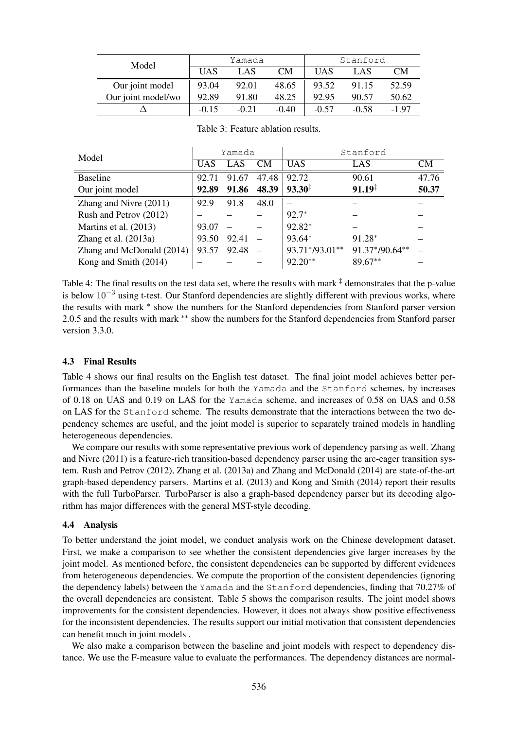| Model | Yamada | | | Stanford | | |
|---|---|---|---|---|---|---|
| | UAS | LAS | CM | UAS | LAS | CM |
| Our joint model | 93.04 | 92.01 | 48.65 | 93.52 | 91.15 | 52.59 |
| Our joint model/wo | 92.89 | 91.80 | 48.25 | 92.95 | 90.57 | 50.62 |
| Δ | -0.15 | -0.21 | -0.40 | -0.57 | -0.58 | -1.97 |

Table 3: Feature ablation results.

| Model | Yamada | | | Stanford | | |
|---|---|---|---|---|---|---|
| | UAS | LAS | CM | UAS | LAS | CM |
| Baseline | 92.71 | 91.67 | 47.48 | 92.72 | 90.61 | 47.76 |
| Our joint model | **92.89** | **91.86** | **48.39** | **93.30**‡ | **91.19**‡ | **50.37** |
| Zhang and Nivre (2011) | 92.9 | 91.8 | 48.0 | – | – | – |
| Rush and Petrov (2012) | – | – | – | 92.7* | – | – |
| Martins et al. (2013) | 93.07 | – | – | 92.82* | – | – |
| Zhang et al. (2013a) | 93.50 | 92.41 | – | 93.64* | 91.28* | – |
| Zhang and McDonald (2014) | 93.57 | 92.48 | – | 93.71*/93.01** | 91.37*/90.64** | – |
| Kong and Smith (2014) | – | – | – | 92.20** | 89.67** | – |

Table 4: The final results on the test data set, where the results with mark ‡ demonstrates that the p-value is below $10^{-3}$ using t-test. Our Stanford dependencies are slightly different with previous works, where the results with mark * show the numbers for the Stanford dependencies from Stanford parser version 2.0.5 and the results with mark ** show the numbers for the Stanford dependencies from Stanford parser version 3.3.0.

### 4.3 Final Results

Table 4 shows our final results on the English test dataset. The final joint model achieves better performances than the baseline models for both the Yamada and the Stanford schemes, by increases of 0.18 on UAS and 0.19 on LAS for the Yamada scheme, and increases of 0.58 on UAS and 0.58 on LAS for the Stanford scheme. The results demonstrate that the interactions between the two dependency schemes are useful, and the joint model is superior to separately trained models in handling heterogeneous dependencies.

We compare our results with some representative previous work of dependency parsing as well. Zhang and Nivre (2011) is a feature-rich transition-based dependency parser using the arc-eager transition system. Rush and Petrov (2012), Zhang et al. (2013a) and Zhang and McDonald (2014) are state-of-the-art graph-based dependency parsers. Martins et al. (2013) and Kong and Smith (2014) report their results with the full TurboParser. TurboParser is also a graph-based dependency parser but its decoding algorithm has major differences with the general MST-style decoding.

### 4.4 Analysis

To better understand the joint model, we conduct analysis work on the Chinese development dataset. First, we make a comparison to see whether the consistent dependencies give larger increases by the joint model. As mentioned before, the consistent dependencies can be supported by different evidences from heterogeneous dependencies. We compute the proportion of the consistent dependencies (ignoring the dependency labels) between the Yamada and the Stanford dependencies, finding that 70.27% of the overall dependencies are consistent. Table 5 shows the comparison results. The joint model shows improvements for the consistent dependencies. However, it does not always show positive effectiveness for the inconsistent dependencies. The results support our initial motivation that consistent dependencies can benefit much in joint models .

We also make a comparison between the baseline and joint models with respect to dependency distance. We use the F-measure value to evaluate the performances. The dependency distances are normal-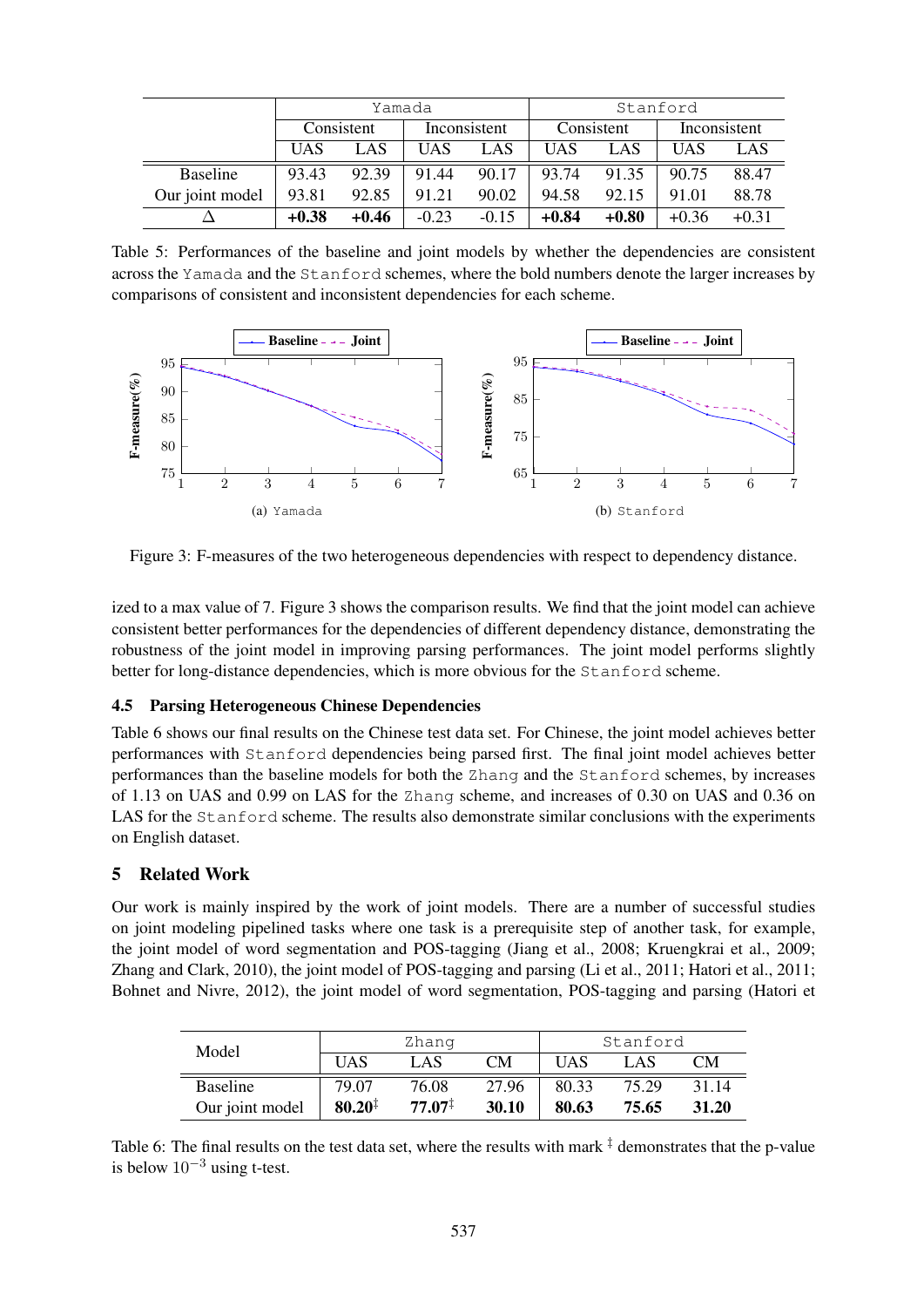|  | Yamada |  |  |  | Stanford |  |  |  |
|---|---|---|---|---|---|---|---|---|
|  | Consistent |  | Inconsistent |  | Consistent |  | Inconsistent |  |
|  | UAS | LAS | UAS | LAS | UAS | LAS | UAS | LAS |
| Baseline | 93.43 | 92.39 | 91.44 | 90.17 | 93.74 | 91.35 | 90.75 | 88.47 |
| Our joint model | 93.81 | 92.85 | 91.21 | 90.02 | 94.58 | 92.15 | 91.01 | 88.78 |
| Δ | **+0.38** | **+0.46** | -0.23 | -0.15 | **+0.84** | **+0.80** | +0.36 | +0.31 |

Table 5: Performances of the baseline and joint models by whether the dependencies are consistent across the Yamada and the Stanford schemes, where the bold numbers denote the larger increases by comparisons of consistent and inconsistent dependencies for each scheme.

(a) Yamada

(b) Stanford

Figure 3: F-measures of the two heterogeneous dependencies with respect to dependency distance.

ized to a max value of 7. Figure 3 shows the comparison results. We find that the joint model can achieve consistent better performances for the dependencies of different dependency distance, demonstrating the robustness of the joint model in improving parsing performances. The joint model performs slightly better for long-distance dependencies, which is more obvious for the Stanford scheme.

### 4.5 Parsing Heterogeneous Chinese Dependencies

Table 6 shows our final results on the Chinese test data set. For Chinese, the joint model achieves better performances with Stanford dependencies being parsed first. The final joint model achieves better performances than the baseline models for both the Zhang and the Stanford schemes, by increases of 1.13 on UAS and 0.99 on LAS for the Zhang scheme, and increases of 0.30 on UAS and 0.36 on LAS for the Stanford scheme. The results also demonstrate similar conclusions with the experiments on English dataset.

## 5 Related Work

Our work is mainly inspired by the work of joint models. There are a number of successful studies on joint modeling pipelined tasks where one task is a prerequisite step of another task, for example, the joint model of word segmentation and POS-tagging (Jiang et al., 2008; Kruengkrai et al., 2009; Zhang and Clark, 2010), the joint model of POS-tagging and parsing (Li et al., 2011; Hatori et al., 2011; Bohnet and Nivre, 2012), the joint model of word segmentation, POS-tagging and parsing (Hatori et

| Model | Zhang |  |  | Stanford |  |  |
|---|---|---|---|---|---|---|
|  | UAS | LAS | CM | UAS | LAS | CM |
| Baseline | 79.07 | 76.08 | 27.96 | 80.33 | 75.29 | 31.14 |
| Our joint model | **80.20**‡ | **77.07**‡ | **30.10** | **80.63** | **75.65** | **31.20** |

Table 6: The final results on the test data set, where the results with mark ‡ demonstrates that the p-value is below $10^{-3}$ using t-test.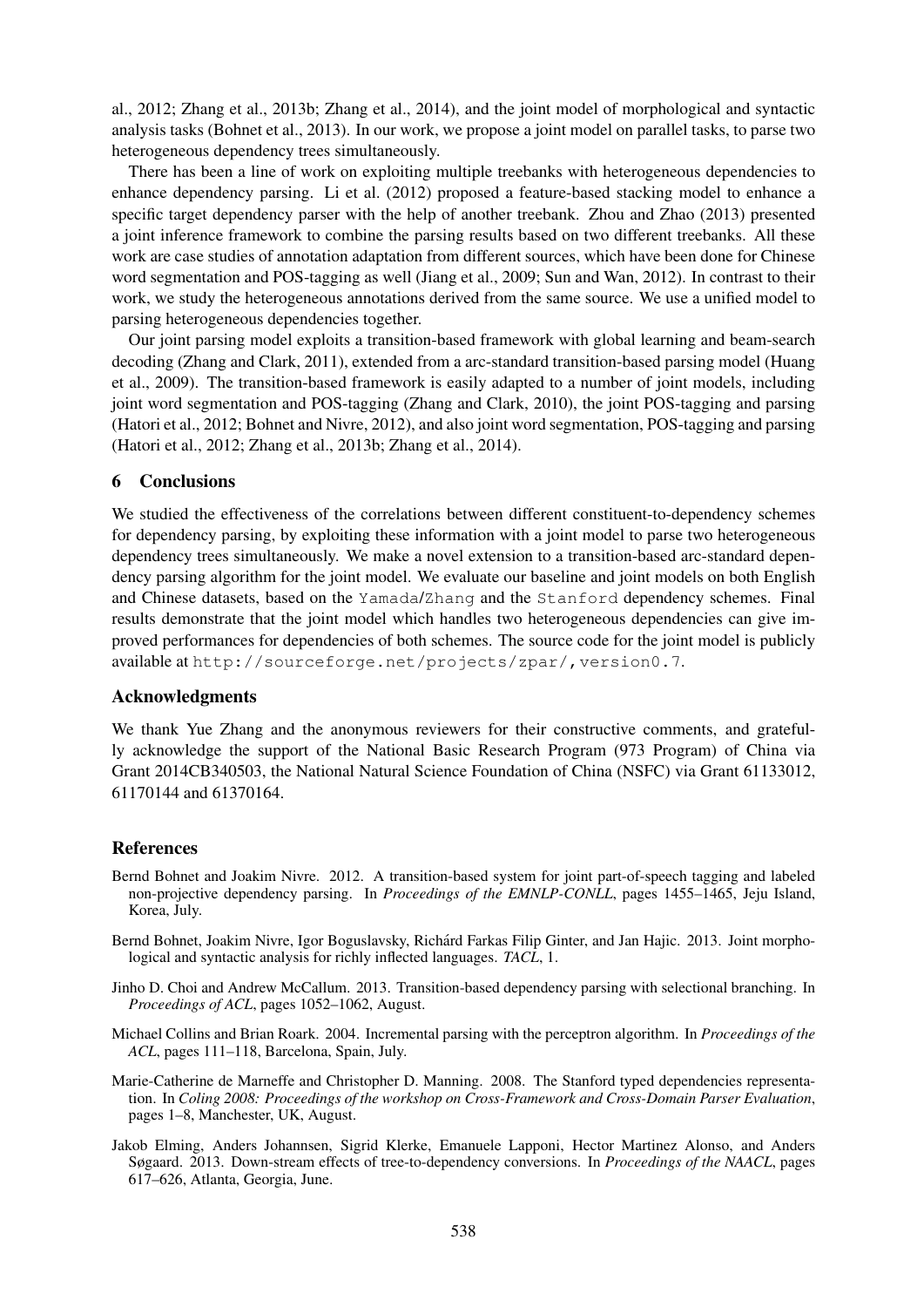al., 2012; Zhang et al., 2013b; Zhang et al., 2014), and the joint model of morphological and syntactic analysis tasks (Bohnet et al., 2013). In our work, we propose a joint model on parallel tasks, to parse two heterogeneous dependency trees simultaneously.

There has been a line of work on exploiting multiple treebanks with heterogeneous dependencies to enhance dependency parsing. Li et al. (2012) proposed a feature-based stacking model to enhance a specific target dependency parser with the help of another treebank. Zhou and Zhao (2013) presented a joint inference framework to combine the parsing results based on two different treebanks. All these work are case studies of annotation adaptation from different sources, which have been done for Chinese word segmentation and POS-tagging as well (Jiang et al., 2009; Sun and Wan, 2012). In contrast to their work, we study the heterogeneous annotations derived from the same source. We use a unified model to parsing heterogeneous dependencies together.

Our joint parsing model exploits a transition-based framework with global learning and beam-search decoding (Zhang and Clark, 2011), extended from a arc-standard transition-based parsing model (Huang et al., 2009). The transition-based framework is easily adapted to a number of joint models, including joint word segmentation and POS-tagging (Zhang and Clark, 2010), the joint POS-tagging and parsing (Hatori et al., 2012; Bohnet and Nivre, 2012), and also joint word segmentation, POS-tagging and parsing (Hatori et al., 2012; Zhang et al., 2013b; Zhang et al., 2014).

## 6 Conclusions

We studied the effectiveness of the correlations between different constituent-to-dependency schemes for dependency parsing, by exploiting these information with a joint model to parse two heterogeneous dependency trees simultaneously. We make a novel extension to a transition-based arc-standard dependency parsing algorithm for the joint model. We evaluate our baseline and joint models on both English and Chinese datasets, based on the `Yamada`/`Zhang` and the `Stanford` dependency schemes. Final results demonstrate that the joint model which handles two heterogeneous dependencies can give improved performances for dependencies of both schemes. The source code for the joint model is publicly available at `http://sourceforge.net/projects/zpar/,version0.7`.

## Acknowledgments

We thank Yue Zhang and the anonymous reviewers for their constructive comments, and gratefully acknowledge the support of the National Basic Research Program (973 Program) of China via Grant 2014CB340503, the National Natural Science Foundation of China (NSFC) via Grant 61133012, 61170144 and 61370164.

## References

Bernd Bohnet and Joakim Nivre. 2012. A transition-based system for joint part-of-speech tagging and labeled non-projective dependency parsing. In *Proceedings of the EMNLP-CONLL*, pages 1455–1465, Jeju Island, Korea, July.

Bernd Bohnet, Joakim Nivre, Igor Boguslavsky, Richárd Farkas Filip Ginter, and Jan Hajic. 2013. Joint morphological and syntactic analysis for richly inflected languages. *TACL*, 1.

Jinho D. Choi and Andrew McCallum. 2013. Transition-based dependency parsing with selectional branching. In *Proceedings of ACL*, pages 1052–1062, August.

Michael Collins and Brian Roark. 2004. Incremental parsing with the perceptron algorithm. In *Proceedings of the ACL*, pages 111–118, Barcelona, Spain, July.

Marie-Catherine de Marneffe and Christopher D. Manning. 2008. The Stanford typed dependencies representation. In *Coling 2008: Proceedings of the workshop on Cross-Framework and Cross-Domain Parser Evaluation*, pages 1–8, Manchester, UK, August.

Jakob Elming, Anders Johannsen, Sigrid Klerke, Emanuele Lapponi, Hector Martinez Alonso, and Anders Søgaard. 2013. Down-stream effects of tree-to-dependency conversions. In *Proceedings of the NAACL*, pages 617–626, Atlanta, Georgia, June.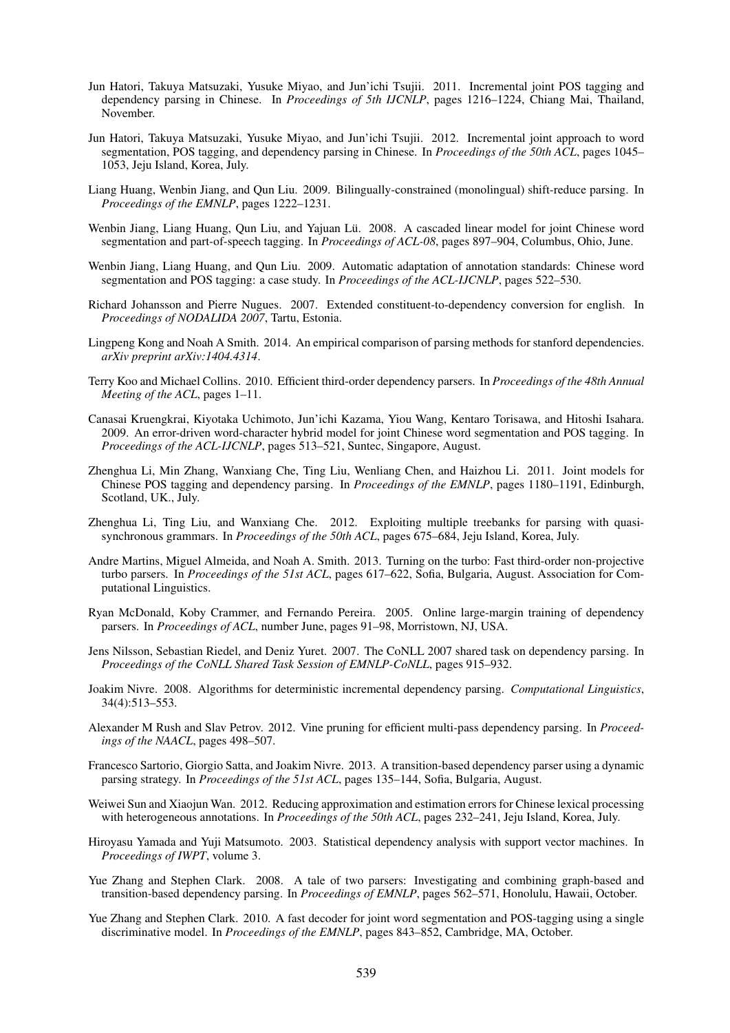Jun Hatori, Takuya Matsuzaki, Yusuke Miyao, and Jun'ichi Tsujii. 2011. Incremental joint POS tagging and dependency parsing in Chinese. In *Proceedings of 5th IJCNLP*, pages 1216–1224, Chiang Mai, Thailand, November.

Jun Hatori, Takuya Matsuzaki, Yusuke Miyao, and Jun'ichi Tsujii. 2012. Incremental joint approach to word segmentation, POS tagging, and dependency parsing in Chinese. In *Proceedings of the 50th ACL*, pages 1045–1053, Jeju Island, Korea, July.

Liang Huang, Wenbin Jiang, and Qun Liu. 2009. Bilingually-constrained (monolingual) shift-reduce parsing. In *Proceedings of the EMNLP*, pages 1222–1231.

Wenbin Jiang, Liang Huang, Qun Liu, and Yajuan Lü. 2008. A cascaded linear model for joint Chinese word segmentation and part-of-speech tagging. In *Proceedings of ACL-08*, pages 897–904, Columbus, Ohio, June.

Wenbin Jiang, Liang Huang, and Qun Liu. 2009. Automatic adaptation of annotation standards: Chinese word segmentation and POS tagging: a case study. In *Proceedings of the ACL-IJCNLP*, pages 522–530.

Richard Johansson and Pierre Nugues. 2007. Extended constituent-to-dependency conversion for english. In *Proceedings of NODALIDA 2007*, Tartu, Estonia.

Lingpeng Kong and Noah A Smith. 2014. An empirical comparison of parsing methods for stanford dependencies. *arXiv preprint arXiv:1404.4314*.

Terry Koo and Michael Collins. 2010. Efficient third-order dependency parsers. In *Proceedings of the 48th Annual Meeting of the ACL*, pages 1–11.

Canasai Kruengkrai, Kiyotaka Uchimoto, Jun'ichi Kazama, Yiou Wang, Kentaro Torisawa, and Hitoshi Isahara. 2009. An error-driven word-character hybrid model for joint Chinese word segmentation and POS tagging. In *Proceedings of the ACL-IJCNLP*, pages 513–521, Suntec, Singapore, August.

Zhenghua Li, Min Zhang, Wanxiang Che, Ting Liu, Wenliang Chen, and Haizhou Li. 2011. Joint models for Chinese POS tagging and dependency parsing. In *Proceedings of the EMNLP*, pages 1180–1191, Edinburgh, Scotland, UK., July.

Zhenghua Li, Ting Liu, and Wanxiang Che. 2012. Exploiting multiple treebanks for parsing with quasi-synchronous grammars. In *Proceedings of the 50th ACL*, pages 675–684, Jeju Island, Korea, July.

Andre Martins, Miguel Almeida, and Noah A. Smith. 2013. Turning on the turbo: Fast third-order non-projective turbo parsers. In *Proceedings of the 51st ACL*, pages 617–622, Sofia, Bulgaria, August. Association for Computational Linguistics.

Ryan McDonald, Koby Crammer, and Fernando Pereira. 2005. Online large-margin training of dependency parsers. In *Proceedings of ACL*, number June, pages 91–98, Morristown, NJ, USA.

Jens Nilsson, Sebastian Riedel, and Deniz Yuret. 2007. The CoNLL 2007 shared task on dependency parsing. In *Proceedings of the CoNLL Shared Task Session of EMNLP-CoNLL*, pages 915–932.

Joakim Nivre. 2008. Algorithms for deterministic incremental dependency parsing. *Computational Linguistics*, 34(4):513–553.

Alexander M Rush and Slav Petrov. 2012. Vine pruning for efficient multi-pass dependency parsing. In *Proceedings of the NAACL*, pages 498–507.

Francesco Sartorio, Giorgio Satta, and Joakim Nivre. 2013. A transition-based dependency parser using a dynamic parsing strategy. In *Proceedings of the 51st ACL*, pages 135–144, Sofia, Bulgaria, August.

Weiwei Sun and Xiaojun Wan. 2012. Reducing approximation and estimation errors for Chinese lexical processing with heterogeneous annotations. In *Proceedings of the 50th ACL*, pages 232–241, Jeju Island, Korea, July.

Hiroyasu Yamada and Yuji Matsumoto. 2003. Statistical dependency analysis with support vector machines. In *Proceedings of IWPT*, volume 3.

Yue Zhang and Stephen Clark. 2008. A tale of two parsers: Investigating and combining graph-based and transition-based dependency parsing. In *Proceedings of EMNLP*, pages 562–571, Honolulu, Hawaii, October.

Yue Zhang and Stephen Clark. 2010. A fast decoder for joint word segmentation and POS-tagging using a single discriminative model. In *Proceedings of the EMNLP*, pages 843–852, Cambridge, MA, October.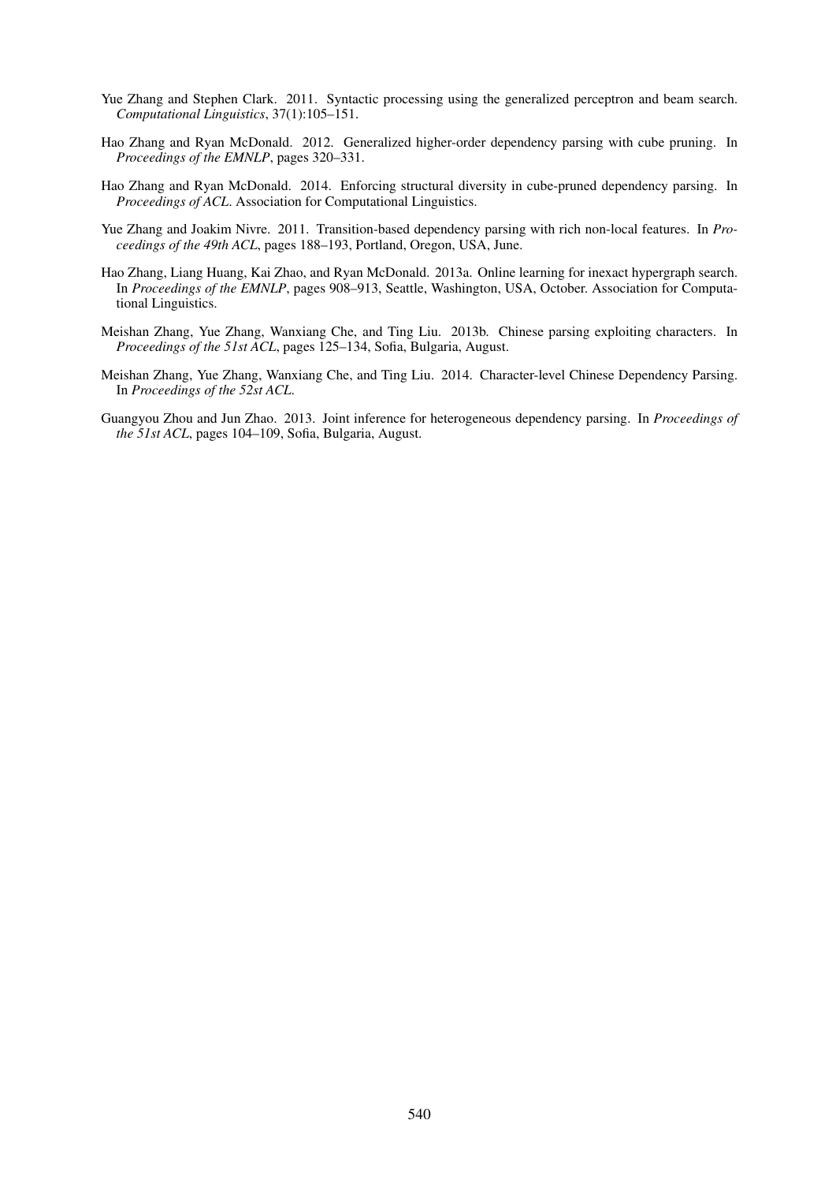Yue Zhang and Stephen Clark. 2011. Syntactic processing using the generalized perceptron and beam search. *Computational Linguistics*, 37(1):105–151.

Hao Zhang and Ryan McDonald. 2012. Generalized higher-order dependency parsing with cube pruning. In *Proceedings of the EMNLP*, pages 320–331.

Hao Zhang and Ryan McDonald. 2014. Enforcing structural diversity in cube-pruned dependency parsing. In *Proceedings of ACL*. Association for Computational Linguistics.

Yue Zhang and Joakim Nivre. 2011. Transition-based dependency parsing with rich non-local features. In *Proceedings of the 49th ACL*, pages 188–193, Portland, Oregon, USA, June.

Hao Zhang, Liang Huang, Kai Zhao, and Ryan McDonald. 2013a. Online learning for inexact hypergraph search. In *Proceedings of the EMNLP*, pages 908–913, Seattle, Washington, USA, October. Association for Computational Linguistics.

Meishan Zhang, Yue Zhang, Wanxiang Che, and Ting Liu. 2013b. Chinese parsing exploiting characters. In *Proceedings of the 51st ACL*, pages 125–134, Sofia, Bulgaria, August.

Meishan Zhang, Yue Zhang, Wanxiang Che, and Ting Liu. 2014. Character-level Chinese Dependency Parsing. In *Proceedings of the 52st ACL*.

Guangyou Zhou and Jun Zhao. 2013. Joint inference for heterogeneous dependency parsing. In *Proceedings of the 51st ACL*, pages 104–109, Sofia, Bulgaria, August.